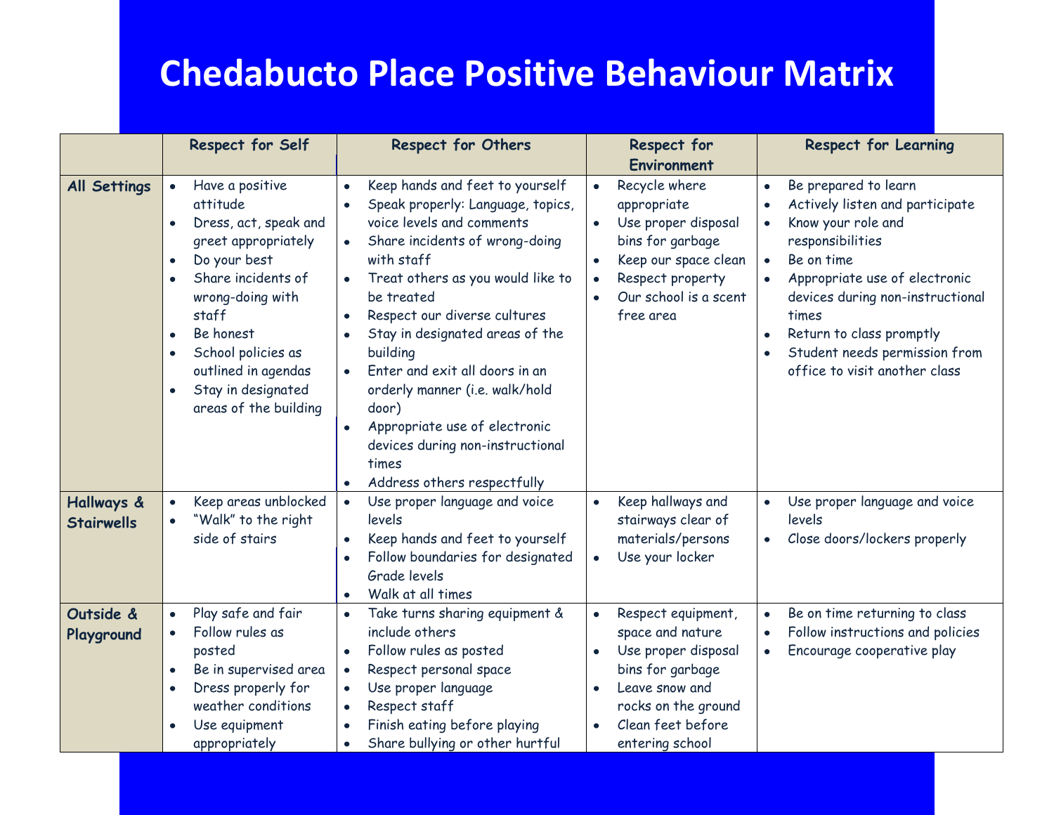# Chedabucto Place Positive Behaviour Matrix

| | Respect for Self | Respect for Others | Respect for Environment | Respect for Learning |
|---|---|---|---|---|
| **All Settings** | • Have a positive attitude<br>• Dress, act, speak and greet appropriately<br>• Do your best<br>• Share incidents of wrong-doing with staff<br>• Be honest<br>• School policies as outlined in agendas<br>• Stay in designated areas of the building | • Keep hands and feet to yourself<br>• Speak properly: Language, topics, voice levels and comments<br>• Share incidents of wrong-doing with staff<br>• Treat others as you would like to be treated<br>• Respect our diverse cultures<br>• Stay in designated areas of the building<br>• Enter and exit all doors in an orderly manner (i.e. walk/hold door)<br>• Appropriate use of electronic devices during non-instructional times<br>• Address others respectfully | • Recycle where appropriate<br>• Use proper disposal bins for garbage<br>• Keep our space clean<br>• Respect property<br>• Our school is a scent free area | • Be prepared to learn<br>• Actively listen and participate<br>• Know your role and responsibilities<br>• Be on time<br>• Appropriate use of electronic devices during non-instructional times<br>• Return to class promptly<br>• Student needs permission from office to visit another class |
| **Hallways & Stairwells** | • Keep areas unblocked<br>• "Walk" to the right side of stairs | • Use proper language and voice levels<br>• Keep hands and feet to yourself<br>• Follow boundaries for designated Grade levels<br>• Walk at all times | • Keep hallways and stairways clear of materials/persons<br>• Use your locker | • Use proper language and voice levels<br>• Close doors/lockers properly |
| **Outside & Playground** | • Play safe and fair<br>• Follow rules as posted<br>• Be in supervised area<br>• Dress properly for weather conditions<br>• Use equipment appropriately | • Take turns sharing equipment & include others<br>• Follow rules as posted<br>• Respect personal space<br>• Use proper language<br>• Respect staff<br>• Finish eating before playing<br>• Share bullying or other hurtful | • Respect equipment, space and nature<br>• Use proper disposal bins for garbage<br>• Leave snow and rocks on the ground<br>• Clean feet before entering school | • Be on time returning to class<br>• Follow instructions and policies<br>• Encourage cooperative play |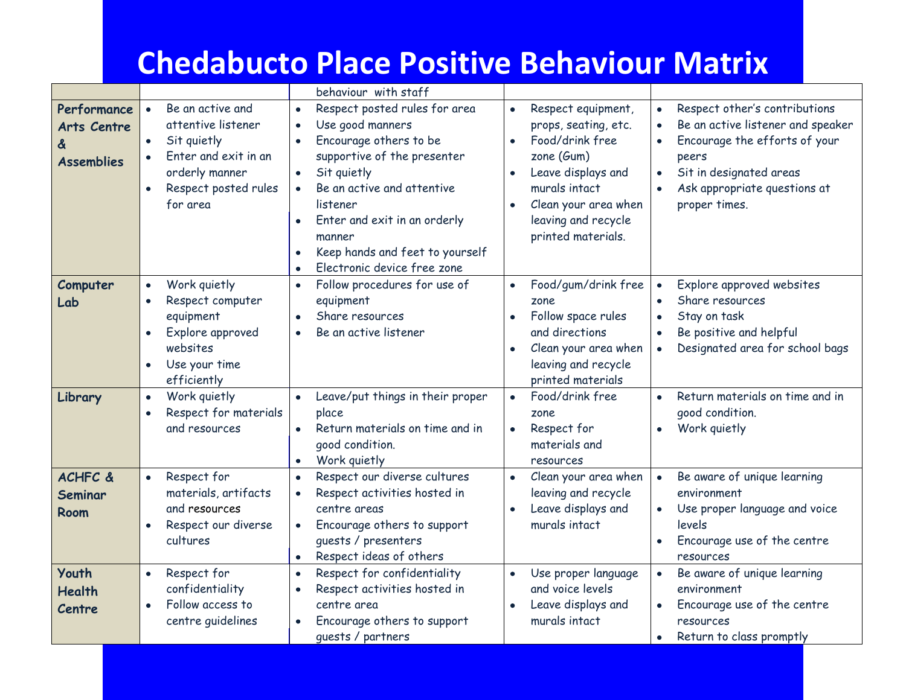# Chedabucto Place Positive Behaviour Matrix

| | | | | |
|---|---|---|---|---|
| | | behaviour with staff | | |
| **Performance Arts Centre & Assemblies** | • Be an active and attentive listener<br>• Sit quietly<br>• Enter and exit in an orderly manner<br>• Respect posted rules for area | • Respect posted rules for area<br>• Use good manners<br>• Encourage others to be supportive of the presenter<br>• Sit quietly<br>• Be an active and attentive listener<br>• Enter and exit in an orderly manner<br>• Keep hands and feet to yourself<br>• Electronic device free zone | • Respect equipment, props, seating, etc.<br>• Food/drink free zone (Gum)<br>• Leave displays and murals intact<br>• Clean your area when leaving and recycle printed materials. | • Respect other's contributions<br>• Be an active listener and speaker<br>• Encourage the efforts of your peers<br>• Sit in designated areas<br>• Ask appropriate questions at proper times. |
| **Computer Lab** | • Work quietly<br>• Respect computer equipment<br>• Explore approved websites<br>• Use your time efficiently | • Follow procedures for use of equipment<br>• Share resources<br>• Be an active listener | • Food/gum/drink free zone<br>• Follow space rules and directions<br>• Clean your area when leaving and recycle printed materials | • Explore approved websites<br>• Share resources<br>• Stay on task<br>• Be positive and helpful<br>• Designated area for school bags |
| **Library** | • Work quietly<br>• Respect for materials and resources | • Leave/put things in their proper place<br>• Return materials on time and in good condition.<br>• Work quietly | • Food/drink free zone<br>• Respect for materials and resources | • Return materials on time and in good condition.<br>• Work quietly |
| **ACHFC & Seminar Room** | • Respect for materials, artifacts and resources<br>• Respect our diverse cultures | • Respect our diverse cultures<br>• Respect activities hosted in centre areas<br>• Encourage others to support guests / presenters<br>• Respect ideas of others | • Clean your area when leaving and recycle<br>• Leave displays and murals intact | • Be aware of unique learning environment<br>• Use proper language and voice levels<br>• Encourage use of the centre resources |
| **Youth Health Centre** | • Respect for confidentiality<br>• Follow access to centre guidelines | • Respect for confidentiality<br>• Respect activities hosted in centre area<br>• Encourage others to support guests / partners | • Use proper language and voice levels<br>• Leave displays and murals intact | • Be aware of unique learning environment<br>• Encourage use of the centre resources<br>• Return to class promptly |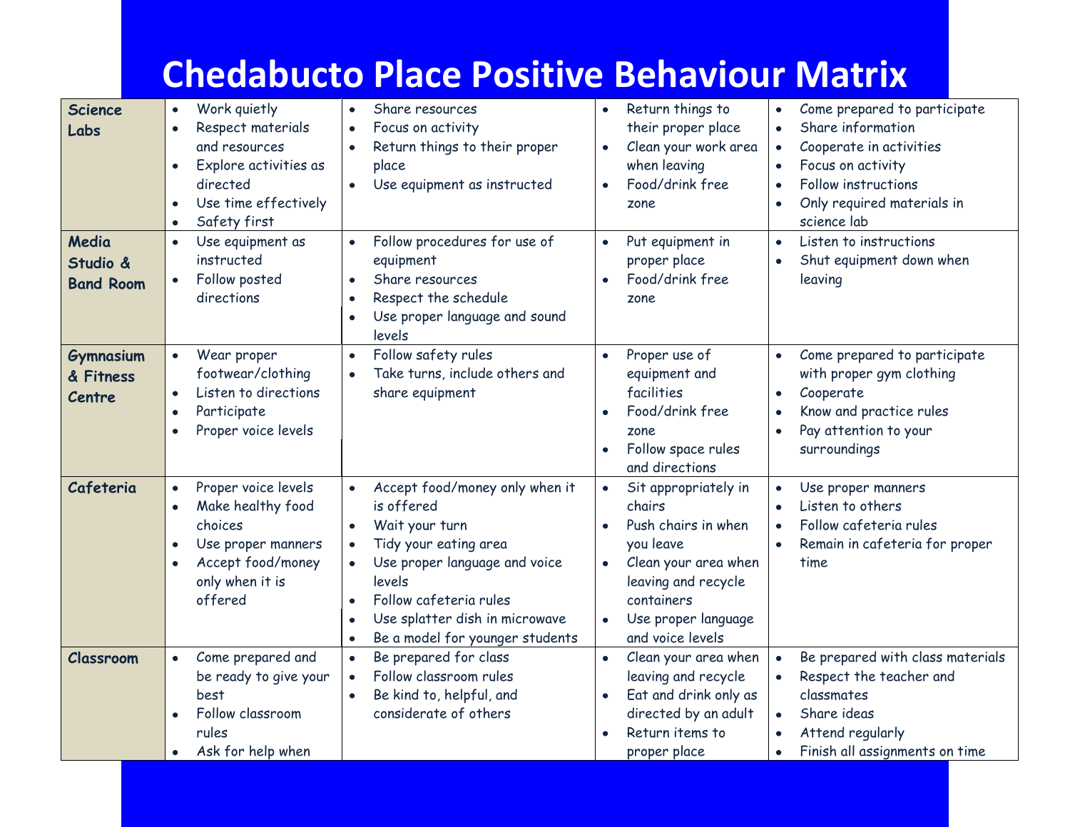# Chedabucto Place Positive Behaviour Matrix

| | | | | |
|---|---|---|---|---|
| **Science Labs** | • Work quietly<br>• Respect materials and resources<br>• Explore activities as directed<br>• Use time effectively<br>• Safety first | • Share resources<br>• Focus on activity<br>• Return things to their proper place<br>• Use equipment as instructed | • Return things to their proper place<br>• Clean your work area when leaving<br>• Food/drink free zone | • Come prepared to participate<br>• Share information<br>• Cooperate in activities<br>• Focus on activity<br>• Follow instructions<br>• Only required materials in science lab |
| **Media Studio & Band Room** | • Use equipment as instructed<br>• Follow posted directions | • Follow procedures for use of equipment<br>• Share resources<br>• Respect the schedule<br>• Use proper language and sound levels | • Put equipment in proper place<br>• Food/drink free zone | • Listen to instructions<br>• Shut equipment down when leaving |
| **Gymnasium & Fitness Centre** | • Wear proper footwear/clothing<br>• Listen to directions<br>• Participate<br>• Proper voice levels | • Follow safety rules<br>• Take turns, include others and share equipment | • Proper use of equipment and facilities<br>• Food/drink free zone<br>• Follow space rules and directions | • Come prepared to participate with proper gym clothing<br>• Cooperate<br>• Know and practice rules<br>• Pay attention to your surroundings |
| **Cafeteria** | • Proper voice levels<br>• Make healthy food choices<br>• Use proper manners<br>• Accept food/money only when it is offered | • Accept food/money only when it is offered<br>• Wait your turn<br>• Tidy your eating area<br>• Use proper language and voice levels<br>• Follow cafeteria rules<br>• Use splatter dish in microwave<br>• Be a model for younger students | • Sit appropriately in chairs<br>• Push chairs in when you leave<br>• Clean your area when leaving and recycle containers<br>• Use proper language and voice levels | • Use proper manners<br>• Listen to others<br>• Follow cafeteria rules<br>• Remain in cafeteria for proper time |
| **Classroom** | • Come prepared and be ready to give your best<br>• Follow classroom rules<br>• Ask for help when | • Be prepared for class<br>• Follow classroom rules<br>• Be kind to, helpful, and considerate of others | • Clean your area when leaving and recycle<br>• Eat and drink only as directed by an adult<br>• Return items to proper place | • Be prepared with class materials<br>• Respect the teacher and classmates<br>• Share ideas<br>• Attend regularly<br>• Finish all assignments on time |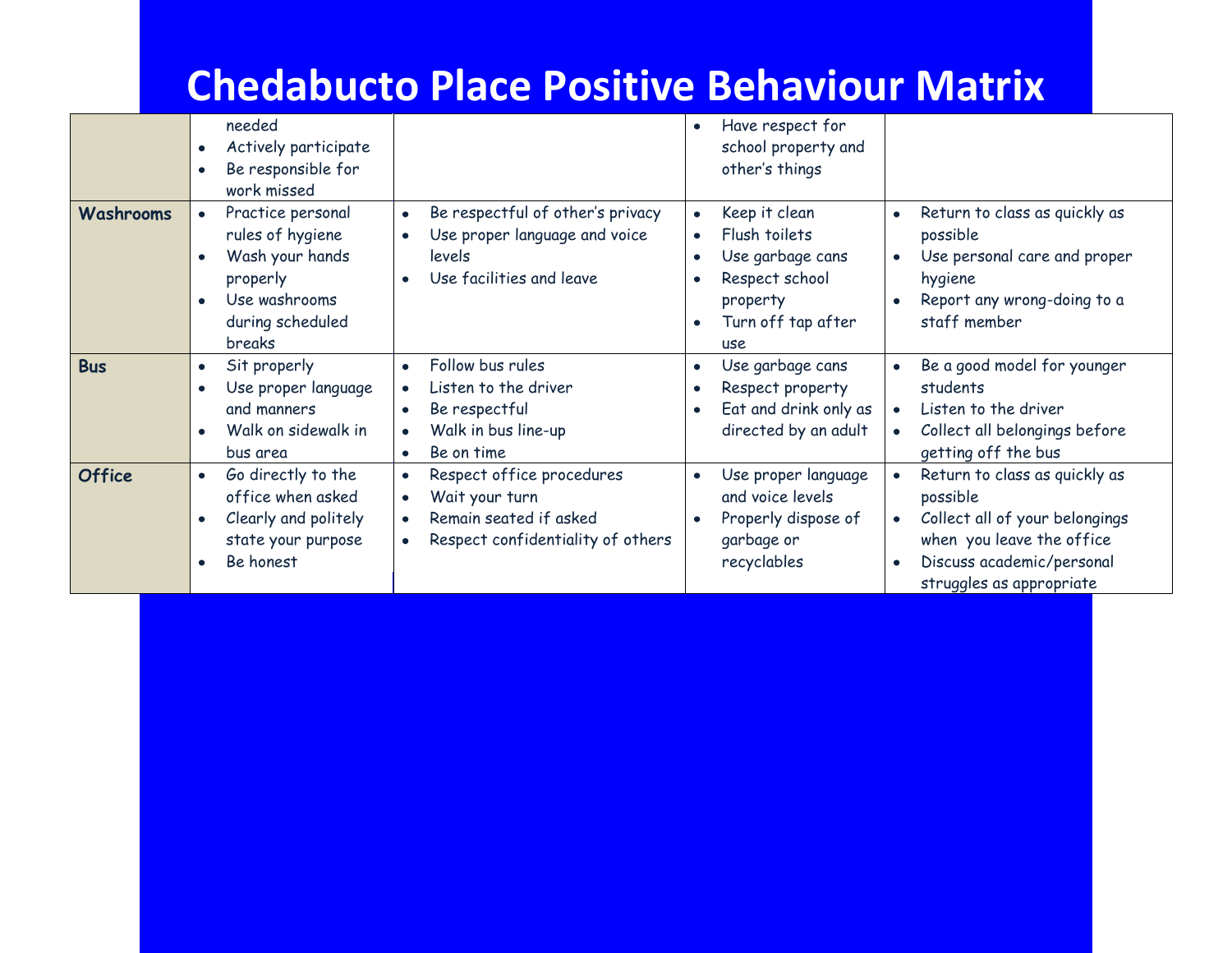# Chedabucto Place Positive Behaviour Matrix

| | | | | |
|---|---|---|---|---|
| | needed<br>• Actively participate<br>• Be responsible for work missed | | • Have respect for school property and other's things | |
| **Washrooms** | • Practice personal rules of hygiene<br>• Wash your hands properly<br>• Use washrooms during scheduled breaks | • Be respectful of other's privacy<br>• Use proper language and voice levels<br>• Use facilities and leave | • Keep it clean<br>• Flush toilets<br>• Use garbage cans<br>• Respect school property<br>• Turn off tap after use | • Return to class as quickly as possible<br>• Use personal care and proper hygiene<br>• Report any wrong-doing to a staff member |
| **Bus** | • Sit properly<br>• Use proper language and manners<br>• Walk on sidewalk in bus area | • Follow bus rules<br>• Listen to the driver<br>• Be respectful<br>• Walk in bus line-up<br>• Be on time | • Use garbage cans<br>• Respect property<br>• Eat and drink only as directed by an adult | • Be a good model for younger students<br>• Listen to the driver<br>• Collect all belongings before getting off the bus |
| **Office** | • Go directly to the office when asked<br>• Clearly and politely state your purpose<br>• Be honest | • Respect office procedures<br>• Wait your turn<br>• Remain seated if asked<br>• Respect confidentiality of others | • Use proper language and voice levels<br>• Properly dispose of garbage or recyclables | • Return to class as quickly as possible<br>• Collect all of your belongings when you leave the office<br>• Discuss academic/personal struggles as appropriate |